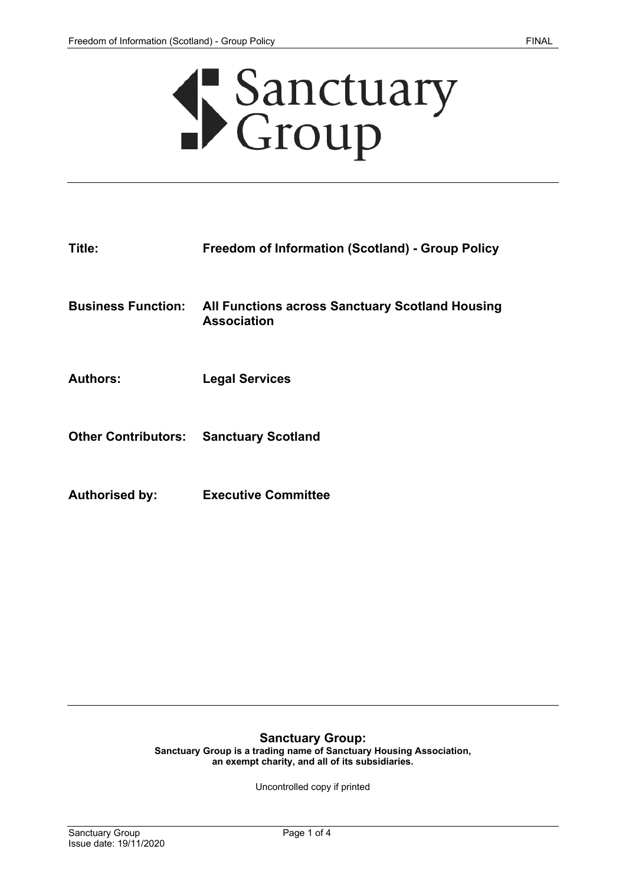# Sanctuary Group

| | |
|---|---|
| **Title:** | **Freedom of Information (Scotland) - Group Policy** |
| **Business Function:** | **All Functions across Sanctuary Scotland Housing Association** |
| **Authors:** | **Legal Services** |
| **Other Contributors:** | **Sanctuary Scotland** |
| **Authorised by:** | **Executive Committee** |

**Sanctuary Group:**

**Sanctuary Group is a trading name of Sanctuary Housing Association, an exempt charity, and all of its subsidiaries.**

Uncontrolled copy if printed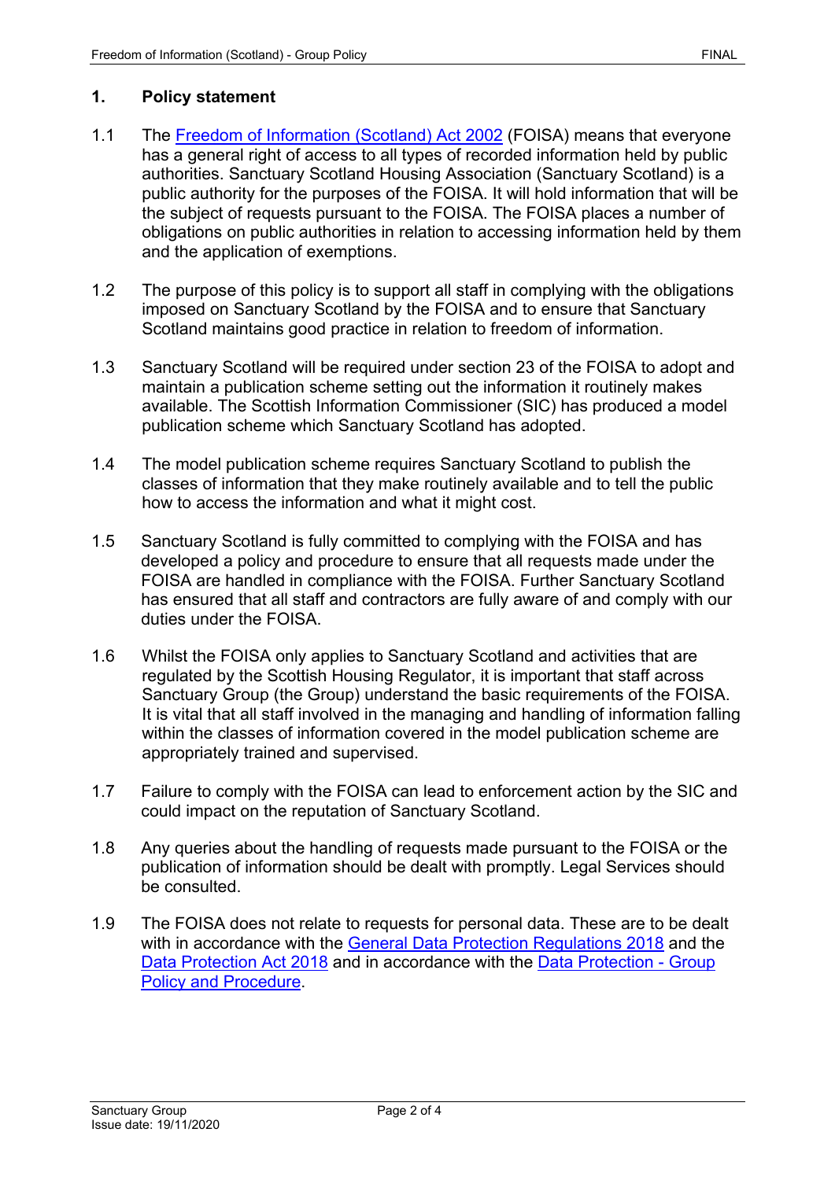## 1. Policy statement

1.1 The [Freedom of Information (Scotland) Act 2002]() (FOISA) means that everyone has a general right of access to all types of recorded information held by public authorities. Sanctuary Scotland Housing Association (Sanctuary Scotland) is a public authority for the purposes of the FOISA. It will hold information that will be the subject of requests pursuant to the FOISA. The FOISA places a number of obligations on public authorities in relation to accessing information held by them and the application of exemptions.

1.2 The purpose of this policy is to support all staff in complying with the obligations imposed on Sanctuary Scotland by the FOISA and to ensure that Sanctuary Scotland maintains good practice in relation to freedom of information.

1.3 Sanctuary Scotland will be required under section 23 of the FOISA to adopt and maintain a publication scheme setting out the information it routinely makes available. The Scottish Information Commissioner (SIC) has produced a model publication scheme which Sanctuary Scotland has adopted.

1.4 The model publication scheme requires Sanctuary Scotland to publish the classes of information that they make routinely available and to tell the public how to access the information and what it might cost.

1.5 Sanctuary Scotland is fully committed to complying with the FOISA and has developed a policy and procedure to ensure that all requests made under the FOISA are handled in compliance with the FOISA. Further Sanctuary Scotland has ensured that all staff and contractors are fully aware of and comply with our duties under the FOISA.

1.6 Whilst the FOISA only applies to Sanctuary Scotland and activities that are regulated by the Scottish Housing Regulator, it is important that staff across Sanctuary Group (the Group) understand the basic requirements of the FOISA. It is vital that all staff involved in the managing and handling of information falling within the classes of information covered in the model publication scheme are appropriately trained and supervised.

1.7 Failure to comply with the FOISA can lead to enforcement action by the SIC and could impact on the reputation of Sanctuary Scotland.

1.8 Any queries about the handling of requests made pursuant to the FOISA or the publication of information should be dealt with promptly. Legal Services should be consulted.

1.9 The FOISA does not relate to requests for personal data. These are to be dealt with in accordance with the [General Data Protection Regulations 2018]() and the [Data Protection Act 2018]() and in accordance with the [Data Protection - Group Policy and Procedure]().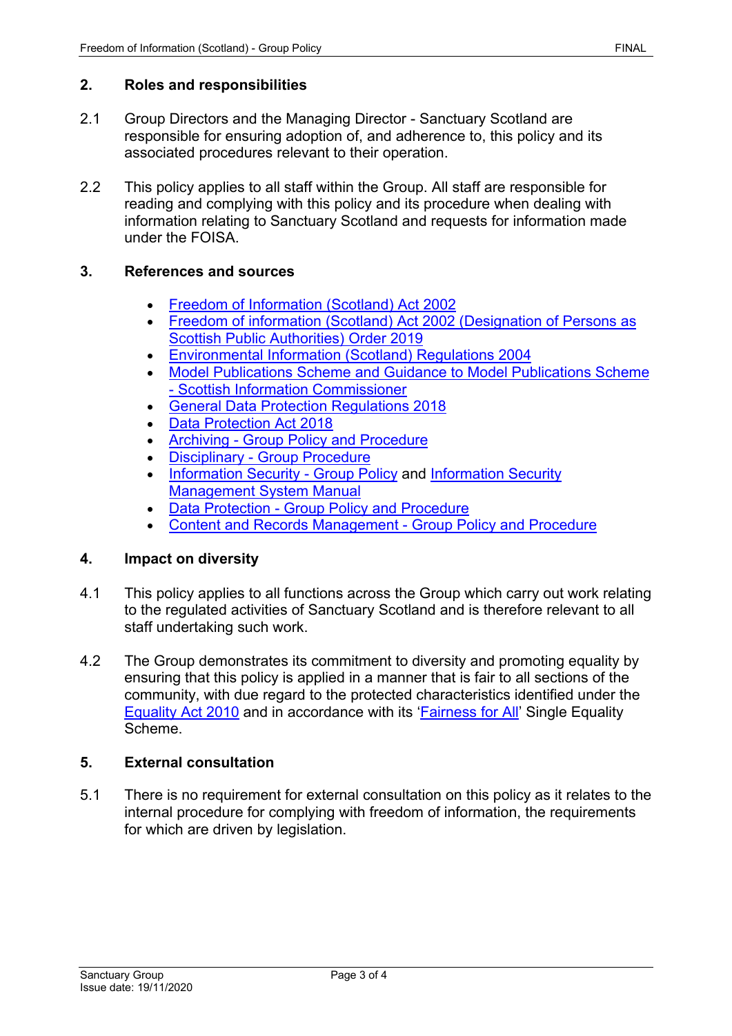## 2. Roles and responsibilities

2.1 Group Directors and the Managing Director - Sanctuary Scotland are responsible for ensuring adoption of, and adherence to, this policy and its associated procedures relevant to their operation.

2.2 This policy applies to all staff within the Group. All staff are responsible for reading and complying with this policy and its procedure when dealing with information relating to Sanctuary Scotland and requests for information made under the FOISA.

## 3. References and sources

- Freedom of Information (Scotland) Act 2002
- Freedom of information (Scotland) Act 2002 (Designation of Persons as Scottish Public Authorities) Order 2019
- Environmental Information (Scotland) Regulations 2004
- Model Publications Scheme and Guidance to Model Publications Scheme - Scottish Information Commissioner
- General Data Protection Regulations 2018
- Data Protection Act 2018
- Archiving - Group Policy and Procedure
- Disciplinary - Group Procedure
- Information Security - Group Policy and Information Security Management System Manual
- Data Protection - Group Policy and Procedure
- Content and Records Management - Group Policy and Procedure

## 4. Impact on diversity

4.1 This policy applies to all functions across the Group which carry out work relating to the regulated activities of Sanctuary Scotland and is therefore relevant to all staff undertaking such work.

4.2 The Group demonstrates its commitment to diversity and promoting equality by ensuring that this policy is applied in a manner that is fair to all sections of the community, with due regard to the protected characteristics identified under the Equality Act 2010 and in accordance with its 'Fairness for All' Single Equality Scheme.

## 5. External consultation

5.1 There is no requirement for external consultation on this policy as it relates to the internal procedure for complying with freedom of information, the requirements for which are driven by legislation.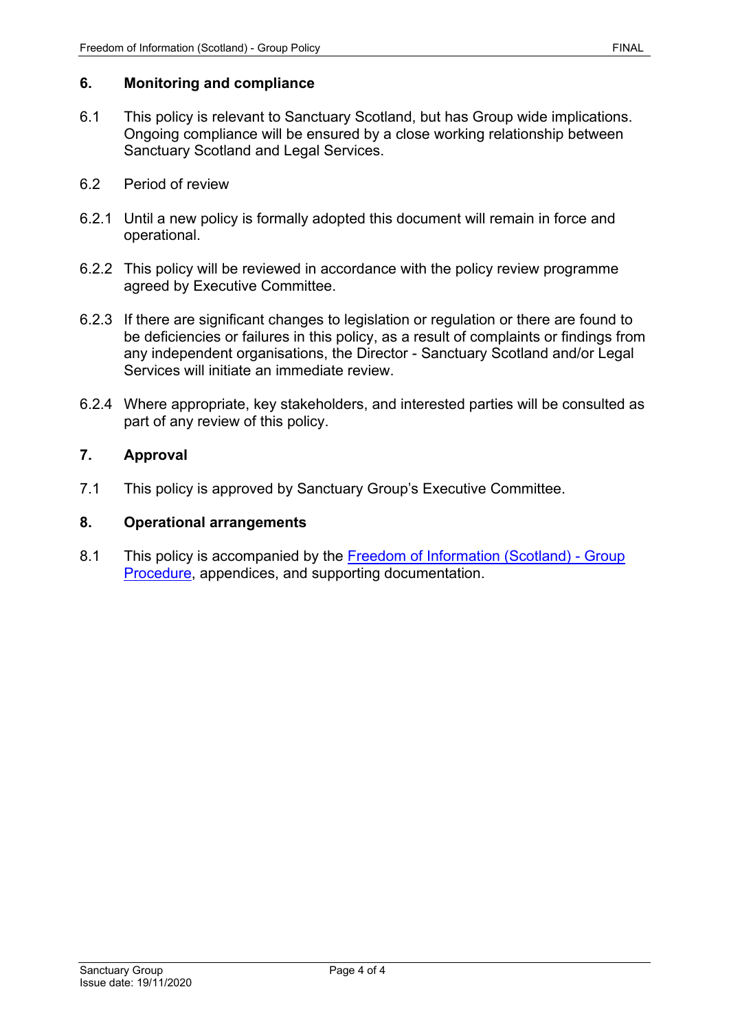## 6. Monitoring and compliance

6.1 This policy is relevant to Sanctuary Scotland, but has Group wide implications. Ongoing compliance will be ensured by a close working relationship between Sanctuary Scotland and Legal Services.

6.2 Period of review

6.2.1 Until a new policy is formally adopted this document will remain in force and operational.

6.2.2 This policy will be reviewed in accordance with the policy review programme agreed by Executive Committee.

6.2.3 If there are significant changes to legislation or regulation or there are found to be deficiencies or failures in this policy, as a result of complaints or findings from any independent organisations, the Director - Sanctuary Scotland and/or Legal Services will initiate an immediate review.

6.2.4 Where appropriate, key stakeholders, and interested parties will be consulted as part of any review of this policy.

## 7. Approval

7.1 This policy is approved by Sanctuary Group's Executive Committee.

## 8. Operational arrangements

8.1 This policy is accompanied by the Freedom of Information (Scotland) - Group Procedure, appendices, and supporting documentation.